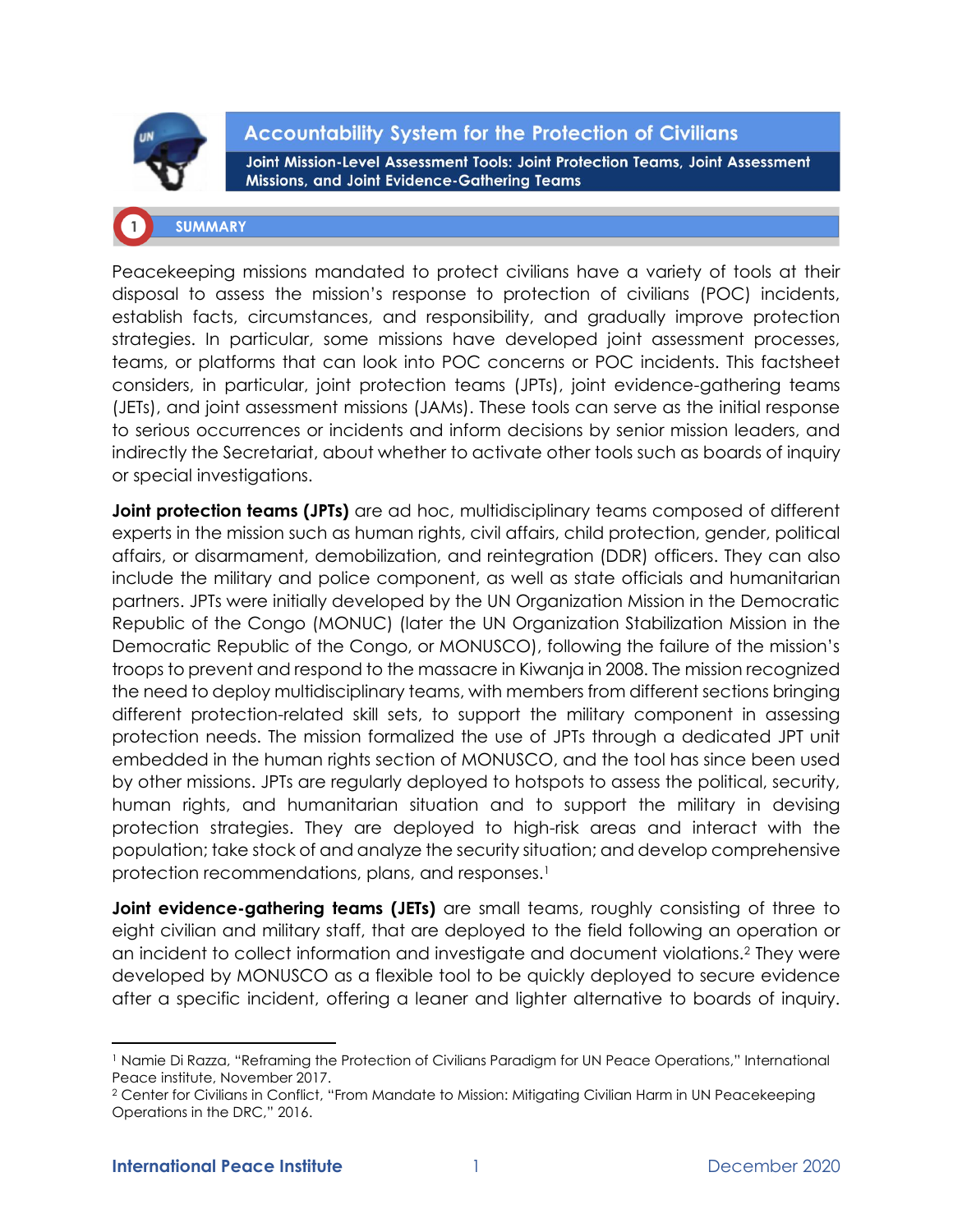# Accountability System for the Protection of Civilians

## Joint Mission-Level Assessment Tools: Joint Protection Teams, Joint Assessment Missions, and Joint Evidence-Gathering Teams

## 1 SUMMARY

Peacekeeping missions mandated to protect civilians have a variety of tools at their disposal to assess the mission's response to protection of civilians (POC) incidents, establish facts, circumstances, and responsibility, and gradually improve protection strategies. In particular, some missions have developed joint assessment processes, teams, or platforms that can look into POC concerns or POC incidents. This factsheet considers, in particular, joint protection teams (JPTs), joint evidence-gathering teams (JETs), and joint assessment missions (JAMs). These tools can serve as the initial response to serious occurrences or incidents and inform decisions by senior mission leaders, and indirectly the Secretariat, about whether to activate other tools such as boards of inquiry or special investigations.

**Joint protection teams (JPTs)** are ad hoc, multidisciplinary teams composed of different experts in the mission such as human rights, civil affairs, child protection, gender, political affairs, or disarmament, demobilization, and reintegration (DDR) officers. They can also include the military and police component, as well as state officials and humanitarian partners. JPTs were initially developed by the UN Organization Mission in the Democratic Republic of the Congo (MONUC) (later the UN Organization Stabilization Mission in the Democratic Republic of the Congo, or MONUSCO), following the failure of the mission's troops to prevent and respond to the massacre in Kiwanja in 2008. The mission recognized the need to deploy multidisciplinary teams, with members from different sections bringing different protection-related skill sets, to support the military component in assessing protection needs. The mission formalized the use of JPTs through a dedicated JPT unit embedded in the human rights section of MONUSCO, and the tool has since been used by other missions. JPTs are regularly deployed to hotspots to assess the political, security, human rights, and humanitarian situation and to support the military in devising protection strategies. They are deployed to high-risk areas and interact with the population; take stock of and analyze the security situation; and develop comprehensive protection recommendations, plans, and responses.[1]

**Joint evidence-gathering teams (JETs)** are small teams, roughly consisting of three to eight civilian and military staff, that are deployed to the field following an operation or an incident to collect information and investigate and document violations.[2] They were developed by MONUSCO as a flexible tool to be quickly deployed to secure evidence after a specific incident, offering a leaner and lighter alternative to boards of inquiry.

---

[1] Namie Di Razza, "Reframing the Protection of Civilians Paradigm for UN Peace Operations," International Peace institute, November 2017.

[2] Center for Civilians in Conflict, "From Mandate to Mission: Mitigating Civilian Harm in UN Peacekeeping Operations in the DRC," 2016.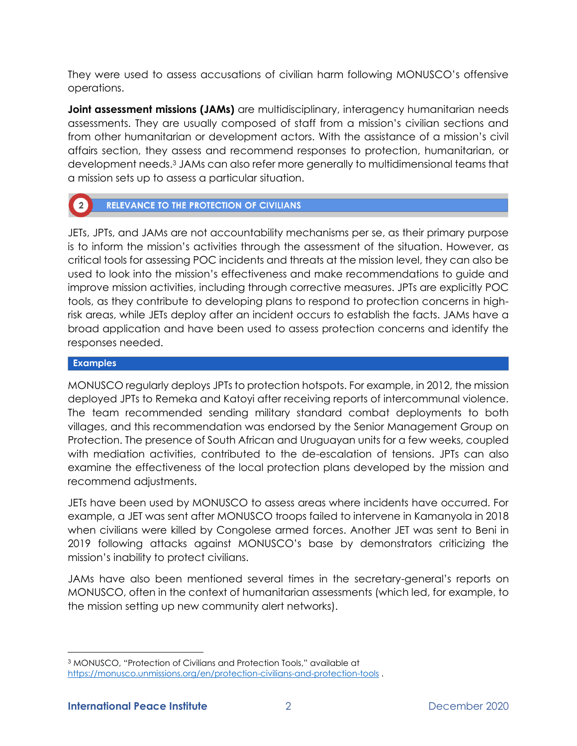They were used to assess accusations of civilian harm following MONUSCO's offensive operations.

**Joint assessment missions (JAMs)** are multidisciplinary, interagency humanitarian needs assessments. They are usually composed of staff from a mission's civilian sections and from other humanitarian or development actors. With the assistance of a mission's civil affairs section, they assess and recommend responses to protection, humanitarian, or development needs.[3] JAMs can also refer more generally to multidimensional teams that a mission sets up to assess a particular situation.

## 2 RELEVANCE TO THE PROTECTION OF CIVILIANS

JETs, JPTs, and JAMs are not accountability mechanisms per se, as their primary purpose is to inform the mission's activities through the assessment of the situation. However, as critical tools for assessing POC incidents and threats at the mission level, they can also be used to look into the mission's effectiveness and make recommendations to guide and improve mission activities, including through corrective measures. JPTs are explicitly POC tools, as they contribute to developing plans to respond to protection concerns in high-risk areas, while JETs deploy after an incident occurs to establish the facts. JAMs have a broad application and have been used to assess protection concerns and identify the responses needed.

### Examples

MONUSCO regularly deploys JPTs to protection hotspots. For example, in 2012, the mission deployed JPTs to Remeka and Katoyi after receiving reports of intercommunal violence. The team recommended sending military standard combat deployments to both villages, and this recommendation was endorsed by the Senior Management Group on Protection. The presence of South African and Uruguayan units for a few weeks, coupled with mediation activities, contributed to the de-escalation of tensions. JPTs can also examine the effectiveness of the local protection plans developed by the mission and recommend adjustments.

JETs have been used by MONUSCO to assess areas where incidents have occurred. For example, a JET was sent after MONUSCO troops failed to intervene in Kamanyola in 2018 when civilians were killed by Congolese armed forces. Another JET was sent to Beni in 2019 following attacks against MONUSCO's base by demonstrators criticizing the mission's inability to protect civilians.

JAMs have also been mentioned several times in the secretary-general's reports on MONUSCO, often in the context of humanitarian assessments (which led, for example, to the mission setting up new community alert networks).

---

[3] MONUSCO, "Protection of Civilians and Protection Tools," available at https://monusco.unmissions.org/en/protection-civilians-and-protection-tools .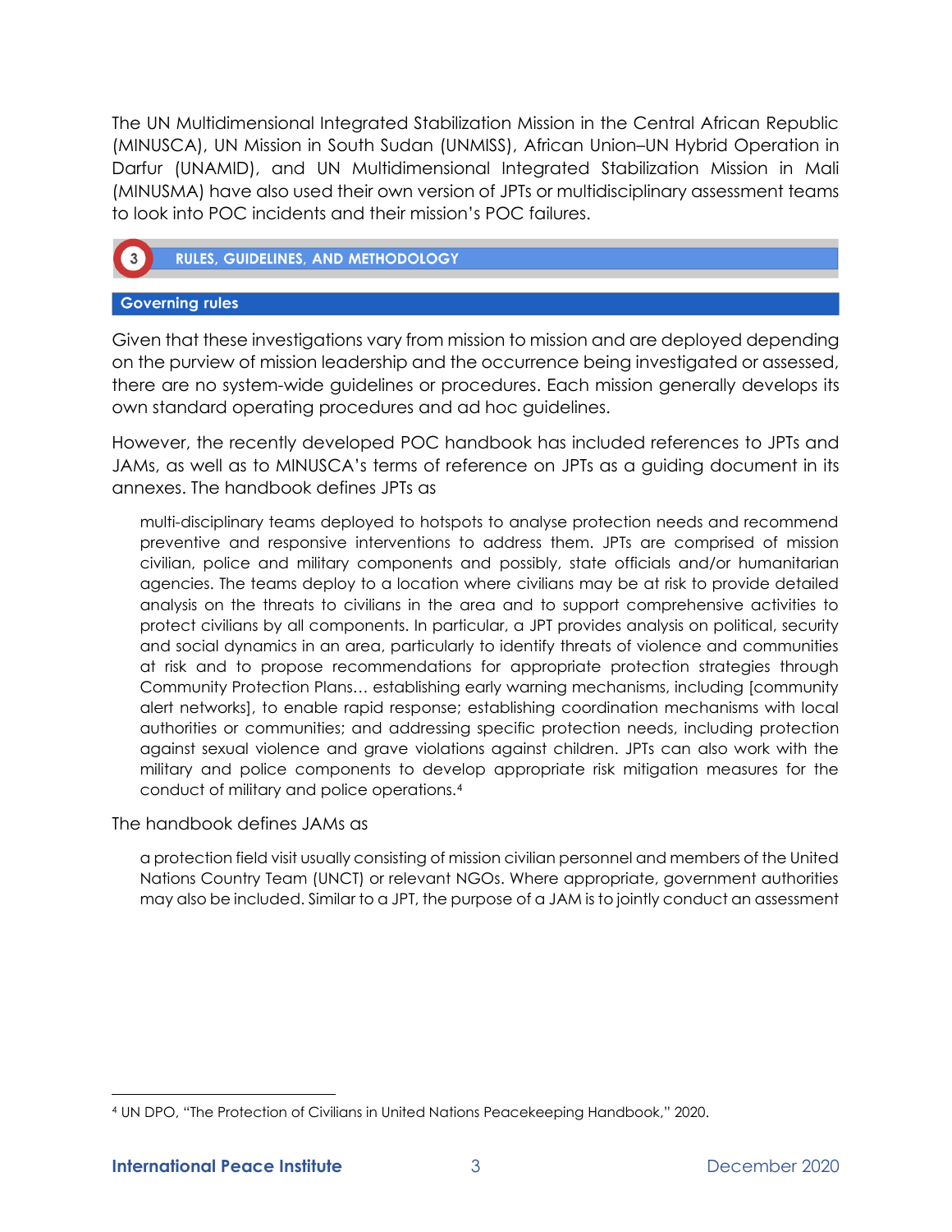The UN Multidimensional Integrated Stabilization Mission in the Central African Republic (MINUSCA), UN Mission in South Sudan (UNMISS), African Union–UN Hybrid Operation in Darfur (UNAMID), and UN Multidimensional Integrated Stabilization Mission in Mali (MINUSMA) have also used their own version of JPTs or multidisciplinary assessment teams to look into POC incidents and their mission's POC failures.

## 3 RULES, GUIDELINES, AND METHODOLOGY

### Governing rules

Given that these investigations vary from mission to mission and are deployed depending on the purview of mission leadership and the occurrence being investigated or assessed, there are no system-wide guidelines or procedures. Each mission generally develops its own standard operating procedures and ad hoc guidelines.

However, the recently developed POC handbook has included references to JPTs and JAMs, as well as to MINUSCA's terms of reference on JPTs as a guiding document in its annexes. The handbook defines JPTs as

> multi-disciplinary teams deployed to hotspots to analyse protection needs and recommend preventive and responsive interventions to address them. JPTs are comprised of mission civilian, police and military components and possibly, state officials and/or humanitarian agencies. The teams deploy to a location where civilians may be at risk to provide detailed analysis on the threats to civilians in the area and to support comprehensive activities to protect civilians by all components. In particular, a JPT provides analysis on political, security and social dynamics in an area, particularly to identify threats of violence and communities at risk and to propose recommendations for appropriate protection strategies through Community Protection Plans… establishing early warning mechanisms, including [community alert networks], to enable rapid response; establishing coordination mechanisms with local authorities or communities; and addressing specific protection needs, including protection against sexual violence and grave violations against children. JPTs can also work with the military and police components to develop appropriate risk mitigation measures for the conduct of military and police operations.[4]

The handbook defines JAMs as

> a protection field visit usually consisting of mission civilian personnel and members of the United Nations Country Team (UNCT) or relevant NGOs. Where appropriate, government authorities may also be included. Similar to a JPT, the purpose of a JAM is to jointly conduct an assessment

---

[4] UN DPO, "The Protection of Civilians in United Nations Peacekeeping Handbook," 2020.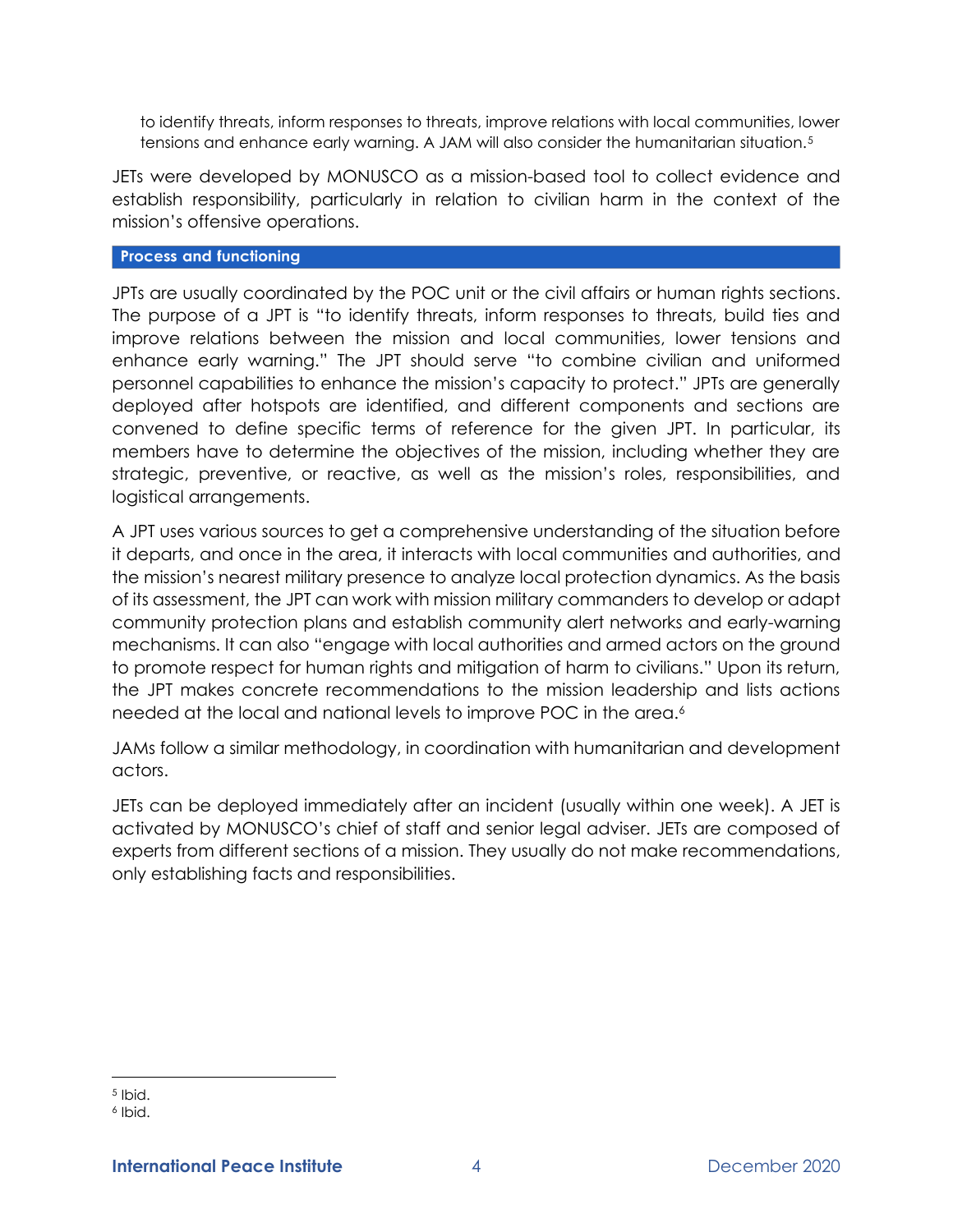to identify threats, inform responses to threats, improve relations with local communities, lower tensions and enhance early warning. A JAM will also consider the humanitarian situation.[5]

JETs were developed by MONUSCO as a mission-based tool to collect evidence and establish responsibility, particularly in relation to civilian harm in the context of the mission's offensive operations.

## Process and functioning

JPTs are usually coordinated by the POC unit or the civil affairs or human rights sections. The purpose of a JPT is "to identify threats, inform responses to threats, build ties and improve relations between the mission and local communities, lower tensions and enhance early warning." The JPT should serve "to combine civilian and uniformed personnel capabilities to enhance the mission's capacity to protect." JPTs are generally deployed after hotspots are identified, and different components and sections are convened to define specific terms of reference for the given JPT. In particular, its members have to determine the objectives of the mission, including whether they are strategic, preventive, or reactive, as well as the mission's roles, responsibilities, and logistical arrangements.

A JPT uses various sources to get a comprehensive understanding of the situation before it departs, and once in the area, it interacts with local communities and authorities, and the mission's nearest military presence to analyze local protection dynamics. As the basis of its assessment, the JPT can work with mission military commanders to develop or adapt community protection plans and establish community alert networks and early-warning mechanisms. It can also "engage with local authorities and armed actors on the ground to promote respect for human rights and mitigation of harm to civilians." Upon its return, the JPT makes concrete recommendations to the mission leadership and lists actions needed at the local and national levels to improve POC in the area.[6]

JAMs follow a similar methodology, in coordination with humanitarian and development actors.

JETs can be deployed immediately after an incident (usually within one week). A JET is activated by MONUSCO's chief of staff and senior legal adviser. JETs are composed of experts from different sections of a mission. They usually do not make recommendations, only establishing facts and responsibilities.

[5] Ibid.

[6] Ibid.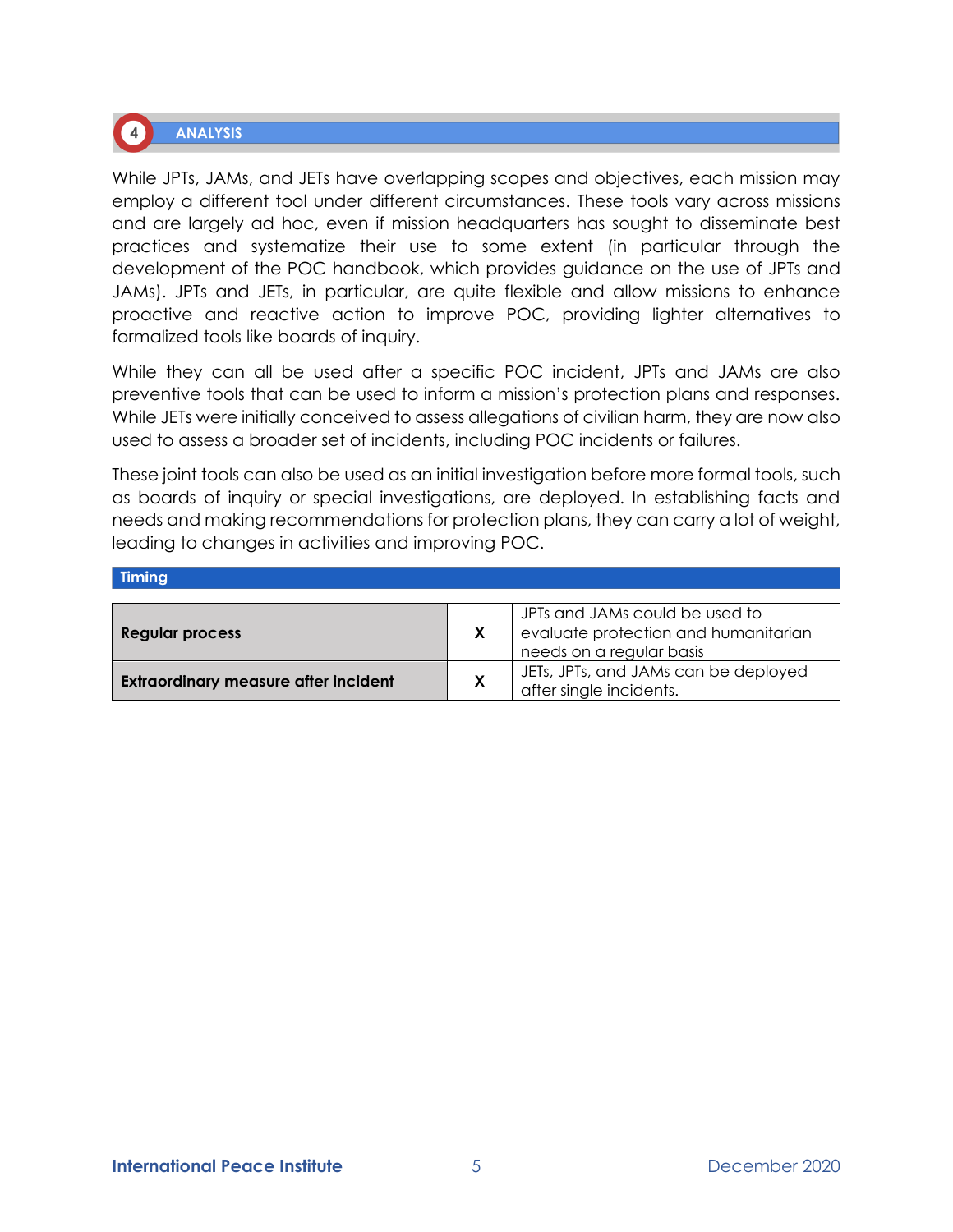## 4 ANALYSIS

While JPTs, JAMs, and JETs have overlapping scopes and objectives, each mission may employ a different tool under different circumstances. These tools vary across missions and are largely ad hoc, even if mission headquarters has sought to disseminate best practices and systematize their use to some extent (in particular through the development of the POC handbook, which provides guidance on the use of JPTs and JAMs). JPTs and JETs, in particular, are quite flexible and allow missions to enhance proactive and reactive action to improve POC, providing lighter alternatives to formalized tools like boards of inquiry.

While they can all be used after a specific POC incident, JPTs and JAMs are also preventive tools that can be used to inform a mission's protection plans and responses. While JETs were initially conceived to assess allegations of civilian harm, they are now also used to assess a broader set of incidents, including POC incidents or failures.

These joint tools can also be used as an initial investigation before more formal tools, such as boards of inquiry or special investigations, are deployed. In establishing facts and needs and making recommendations for protection plans, they can carry a lot of weight, leading to changes in activities and improving POC.

### Timing

| | | |
|---|---|---|
| **Regular process** | X | JPTs and JAMs could be used to evaluate protection and humanitarian needs on a regular basis |
| **Extraordinary measure after incident** | X | JETs, JPTs, and JAMs can be deployed after single incidents. |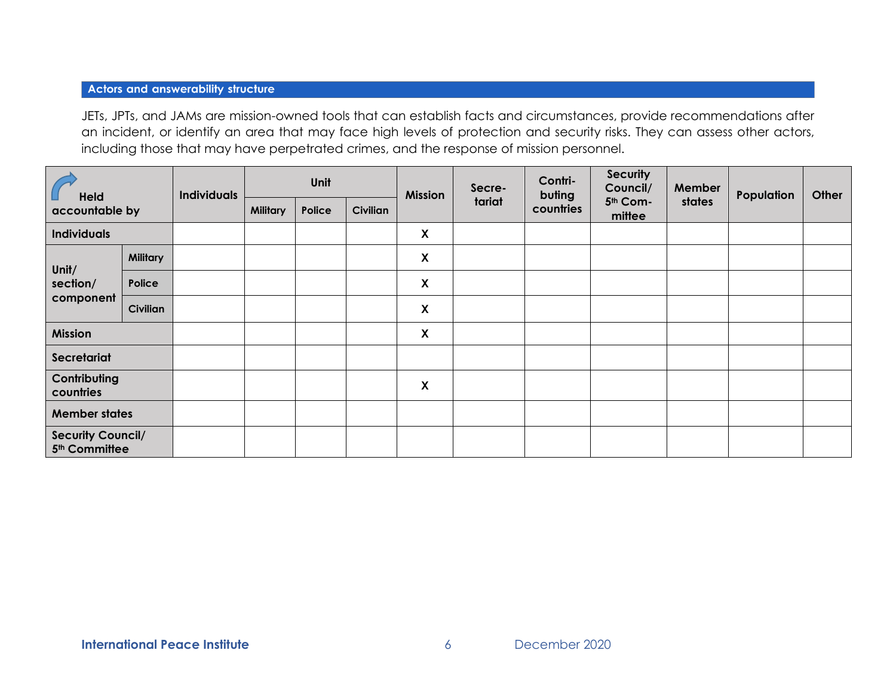## Actors and answerability structure

JETs, JPTs, and JAMs are mission-owned tools that can establish facts and circumstances, provide recommendations after an incident, or identify an area that may face high levels of protection and security risks. They can assess other actors, including those that may have perpetrated crimes, and the response of mission personnel.

| Held accountable by | | Individuals | Unit | | | Mission | Secretariat | Contributing countries | Security Council/ 5th Committee | Member states | Population | Other |
|---|---|---|---|---|---|---|---|---|---|---|---|---|
| | | | Military | Police | Civilian | | | | | | | |
| Individuals | | | | | | X | | | | | | |
| Unit/ section/ component | Military | | | | | X | | | | | | |
| | Police | | | | | X | | | | | | |
| | Civilian | | | | | X | | | | | | |
| Mission | | | | | | X | | | | | | |
| Secretariat | | | | | | | | | | | | |
| Contributing countries | | | | | | X | | | | | | |
| Member states | | | | | | | | | | | | |
| Security Council/ 5th Committee | | | | | | | | | | | | |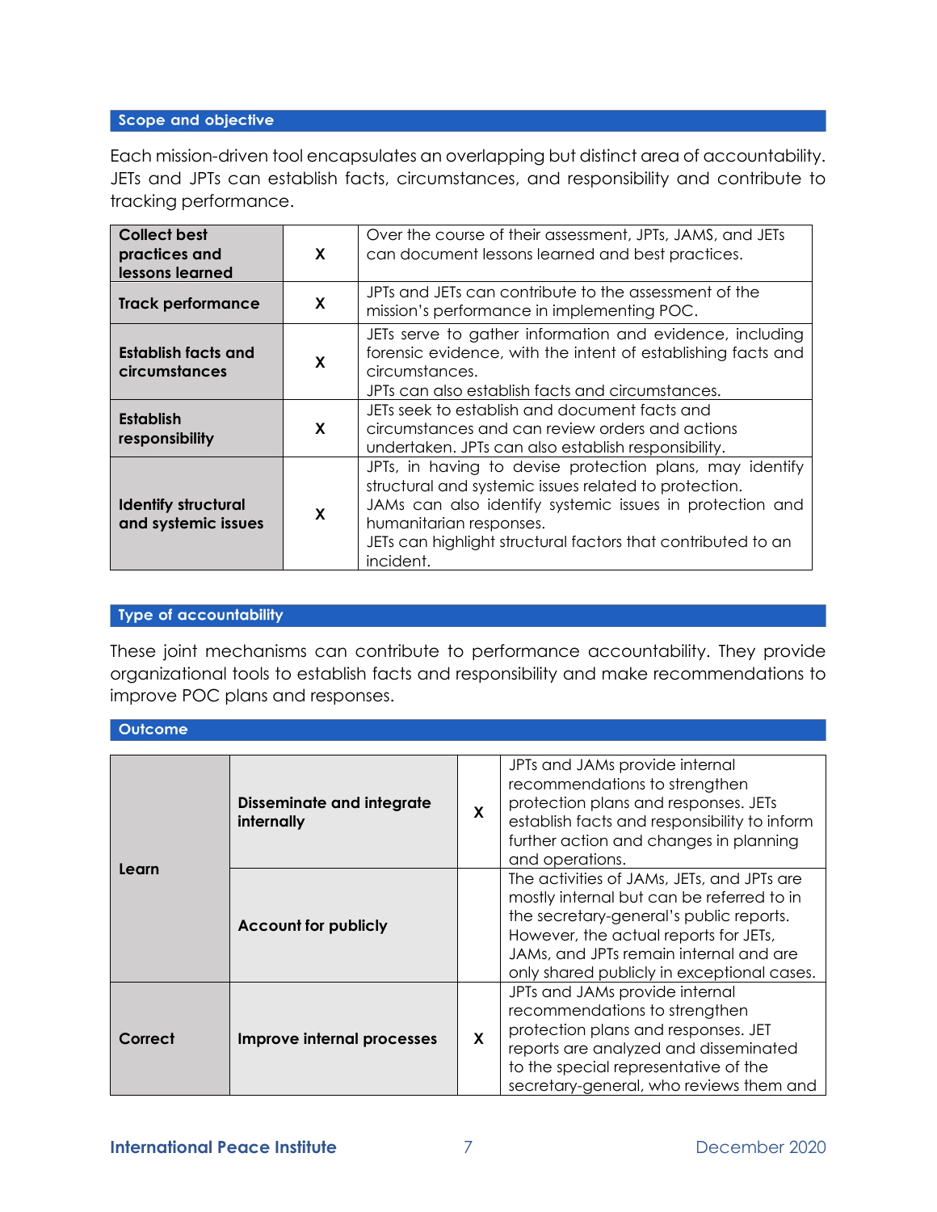## Scope and objective

Each mission-driven tool encapsulates an overlapping but distinct area of accountability. JETs and JPTs can establish facts, circumstances, and responsibility and contribute to tracking performance.

| | | |
|---|---|---|
| **Collect best practices and lessons learned** | X | Over the course of their assessment, JPTs, JAMS, and JETs can document lessons learned and best practices. |
| **Track performance** | X | JPTs and JETs can contribute to the assessment of the mission's performance in implementing POC. |
| **Establish facts and circumstances** | X | JETs serve to gather information and evidence, including forensic evidence, with the intent of establishing facts and circumstances. JPTs can also establish facts and circumstances. |
| **Establish responsibility** | X | JETs seek to establish and document facts and circumstances and can review orders and actions undertaken. JPTs can also establish responsibility. |
| **Identify structural and systemic issues** | X | JPTs, in having to devise protection plans, may identify structural and systemic issues related to protection. JAMs can also identify systemic issues in protection and humanitarian responses. JETs can highlight structural factors that contributed to an incident. |

## Type of accountability

These joint mechanisms can contribute to performance accountability. They provide organizational tools to establish facts and responsibility and make recommendations to improve POC plans and responses.

## Outcome

| | | | |
|---|---|---|---|
| **Learn** | **Disseminate and integrate internally** | X | JPTs and JAMs provide internal recommendations to strengthen protection plans and responses. JETs establish facts and responsibility to inform further action and changes in planning and operations. |
| | **Account for publicly** | | The activities of JAMs, JETs, and JPTs are mostly internal but can be referred to in the secretary-general's public reports. However, the actual reports for JETs, JAMs, and JPTs remain internal and are only shared publicly in exceptional cases. |
| **Correct** | **Improve internal processes** | X | JPTs and JAMs provide internal recommendations to strengthen protection plans and responses. JET reports are analyzed and disseminated to the special representative of the secretary-general, who reviews them and |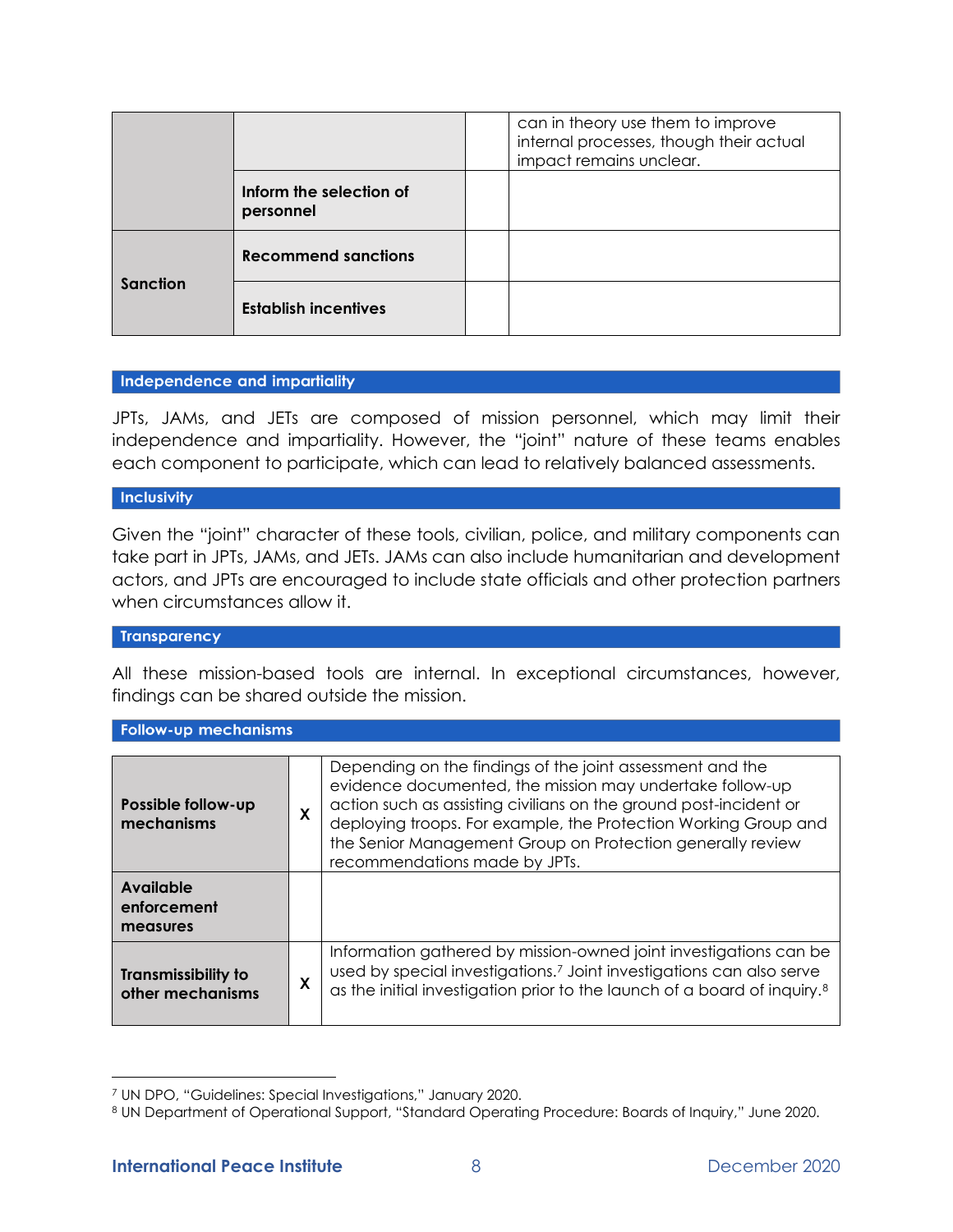| | | | |
|---|---|---|---|
| | | | can in theory use them to improve internal processes, though their actual impact remains unclear. |
| | **Inform the selection of personnel** | | |
| **Sanction** | **Recommend sanctions** | | |
| | **Establish incentives** | | |

## Independence and impartiality

JPTs, JAMs, and JETs are composed of mission personnel, which may limit their independence and impartiality. However, the "joint" nature of these teams enables each component to participate, which can lead to relatively balanced assessments.

## Inclusivity

Given the "joint" character of these tools, civilian, police, and military components can take part in JPTs, JAMs, and JETs. JAMs can also include humanitarian and development actors, and JPTs are encouraged to include state officials and other protection partners when circumstances allow it.

## Transparency

All these mission-based tools are internal. In exceptional circumstances, however, findings can be shared outside the mission.

## Follow-up mechanisms

| | | |
|---|---|---|
| **Possible follow-up mechanisms** | X | Depending on the findings of the joint assessment and the evidence documented, the mission may undertake follow-up action such as assisting civilians on the ground post-incident or deploying troops. For example, the Protection Working Group and the Senior Management Group on Protection generally review recommendations made by JPTs. |
| **Available enforcement measures** | | |
| **Transmissibility to other mechanisms** | X | Information gathered by mission-owned joint investigations can be used by special investigations.[7] Joint investigations can also serve as the initial investigation prior to the launch of a board of inquiry.[8] |

[7] UN DPO, "Guidelines: Special Investigations," January 2020.

[8] UN Department of Operational Support, "Standard Operating Procedure: Boards of Inquiry," June 2020.